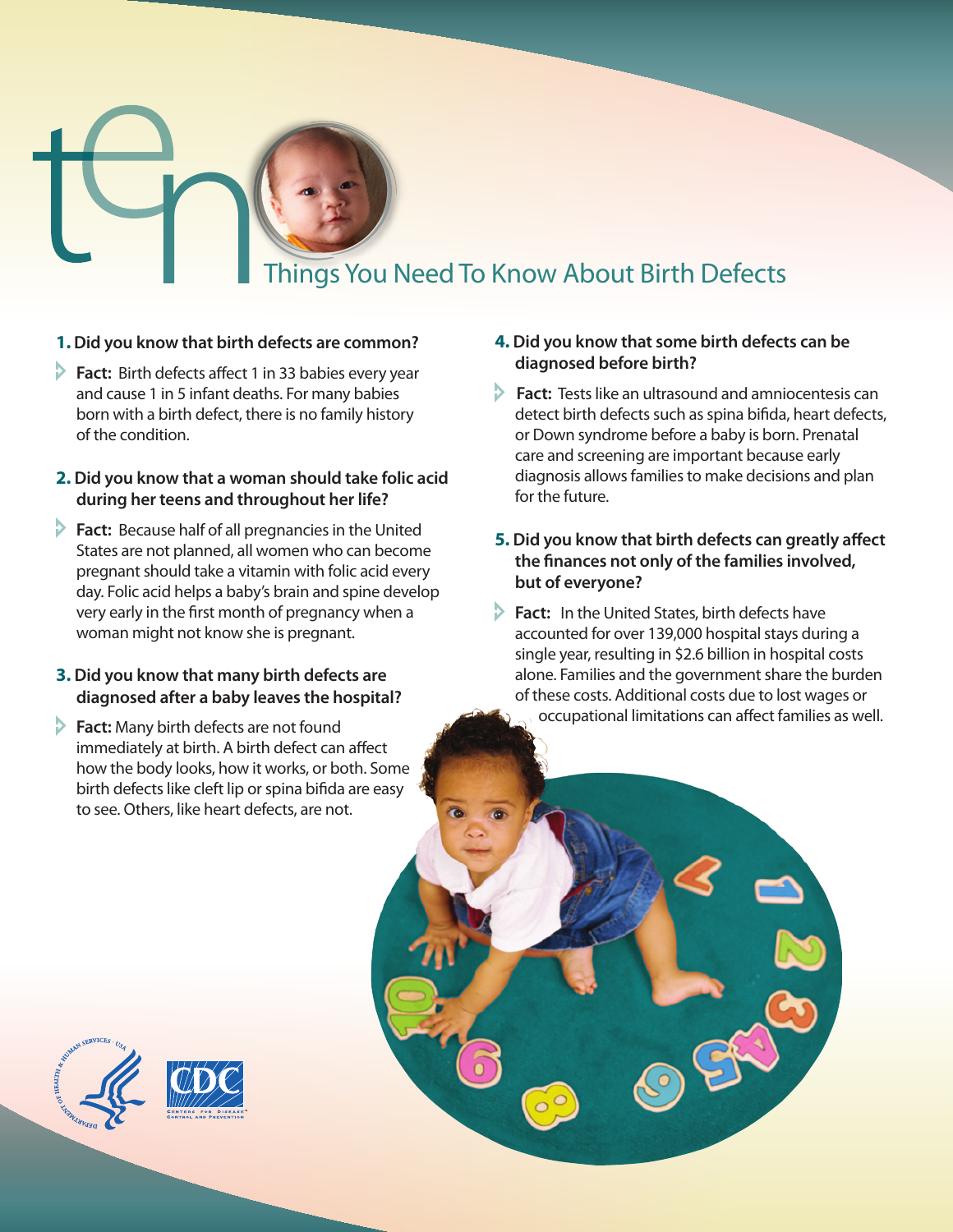# ten Things You Need To Know About Birth Defects

**1. Did you know that birth defects are common?**

- **Fact:** Birth defects affect 1 in 33 babies every year and cause 1 in 5 infant deaths. For many babies born with a birth defect, there is no family history of the condition.

**2. Did you know that a woman should take folic acid during her teens and throughout her life?**

- **Fact:** Because half of all pregnancies in the United States are not planned, all women who can become pregnant should take a vitamin with folic acid every day. Folic acid helps a baby's brain and spine develop very early in the first month of pregnancy when a woman might not know she is pregnant.

**3. Did you know that many birth defects are diagnosed after a baby leaves the hospital?**

- **Fact:** Many birth defects are not found immediately at birth. A birth defect can affect how the body looks, how it works, or both. Some birth defects like cleft lip or spina bifida are easy to see. Others, like heart defects, are not.

**4. Did you know that some birth defects can be diagnosed before birth?**

- **Fact:** Tests like an ultrasound and amniocentesis can detect birth defects such as spina bifida, heart defects, or Down syndrome before a baby is born. Prenatal care and screening are important because early diagnosis allows families to make decisions and plan for the future.

**5. Did you know that birth defects can greatly affect the finances not only of the families involved, but of everyone?**

- **Fact:** In the United States, birth defects have accounted for over 139,000 hospital stays during a single year, resulting in $2.6 billion in hospital costs alone. Families and the government share the burden of these costs. Additional costs due to lost wages or occupational limitations can affect families as well.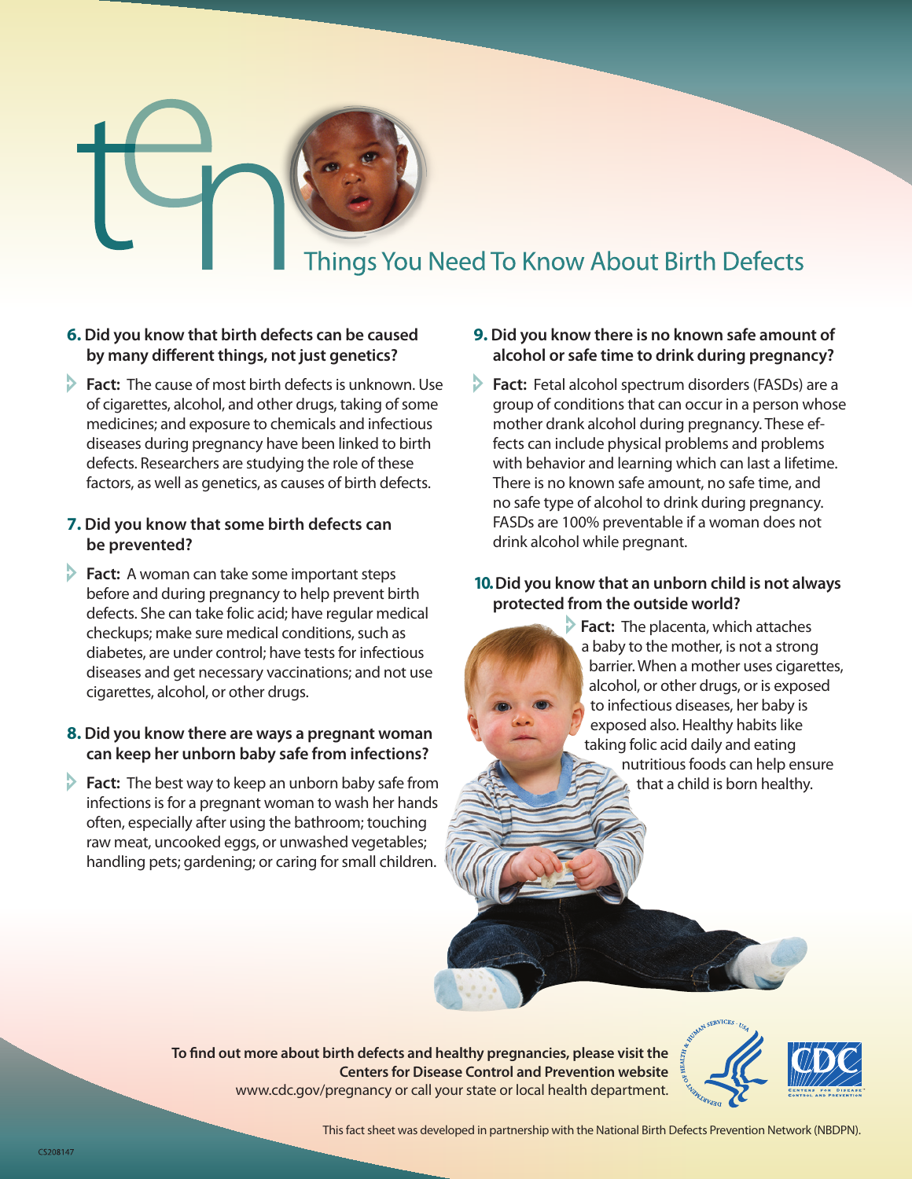# ten Things You Need To Know About Birth Defects

**6. Did you know that birth defects can be caused by many different things, not just genetics?**

- **Fact:** The cause of most birth defects is unknown. Use of cigarettes, alcohol, and other drugs, taking of some medicines; and exposure to chemicals and infectious diseases during pregnancy have been linked to birth defects. Researchers are studying the role of these factors, as well as genetics, as causes of birth defects.

**7. Did you know that some birth defects can be prevented?**

- **Fact:** A woman can take some important steps before and during pregnancy to help prevent birth defects. She can take folic acid; have regular medical checkups; make sure medical conditions, such as diabetes, are under control; have tests for infectious diseases and get necessary vaccinations; and not use cigarettes, alcohol, or other drugs.

**8. Did you know there are ways a pregnant woman can keep her unborn baby safe from infections?**

- **Fact:** The best way to keep an unborn baby safe from infections is for a pregnant woman to wash her hands often, especially after using the bathroom; touching raw meat, uncooked eggs, or unwashed vegetables; handling pets; gardening; or caring for small children.

**9. Did you know there is no known safe amount of alcohol or safe time to drink during pregnancy?**

- **Fact:** Fetal alcohol spectrum disorders (FASDs) are a group of conditions that can occur in a person whose mother drank alcohol during pregnancy. These effects can include physical problems and problems with behavior and learning which can last a lifetime. There is no known safe amount, no safe time, and no safe type of alcohol to drink during pregnancy. FASDs are 100% preventable if a woman does not drink alcohol while pregnant.

**10. Did you know that an unborn child is not always protected from the outside world?**

- **Fact:** The placenta, which attaches a baby to the mother, is not a strong barrier. When a mother uses cigarettes, alcohol, or other drugs, or is exposed to infectious diseases, her baby is exposed also. Healthy habits like taking folic acid daily and eating nutritious foods can help ensure that a child is born healthy.

**To find out more about birth defects and healthy pregnancies, please visit the Centers for Disease Control and Prevention website** www.cdc.gov/pregnancy or call your state or local health department.

This fact sheet was developed in partnership with the National Birth Defects Prevention Network (NBDPN).

CS208147